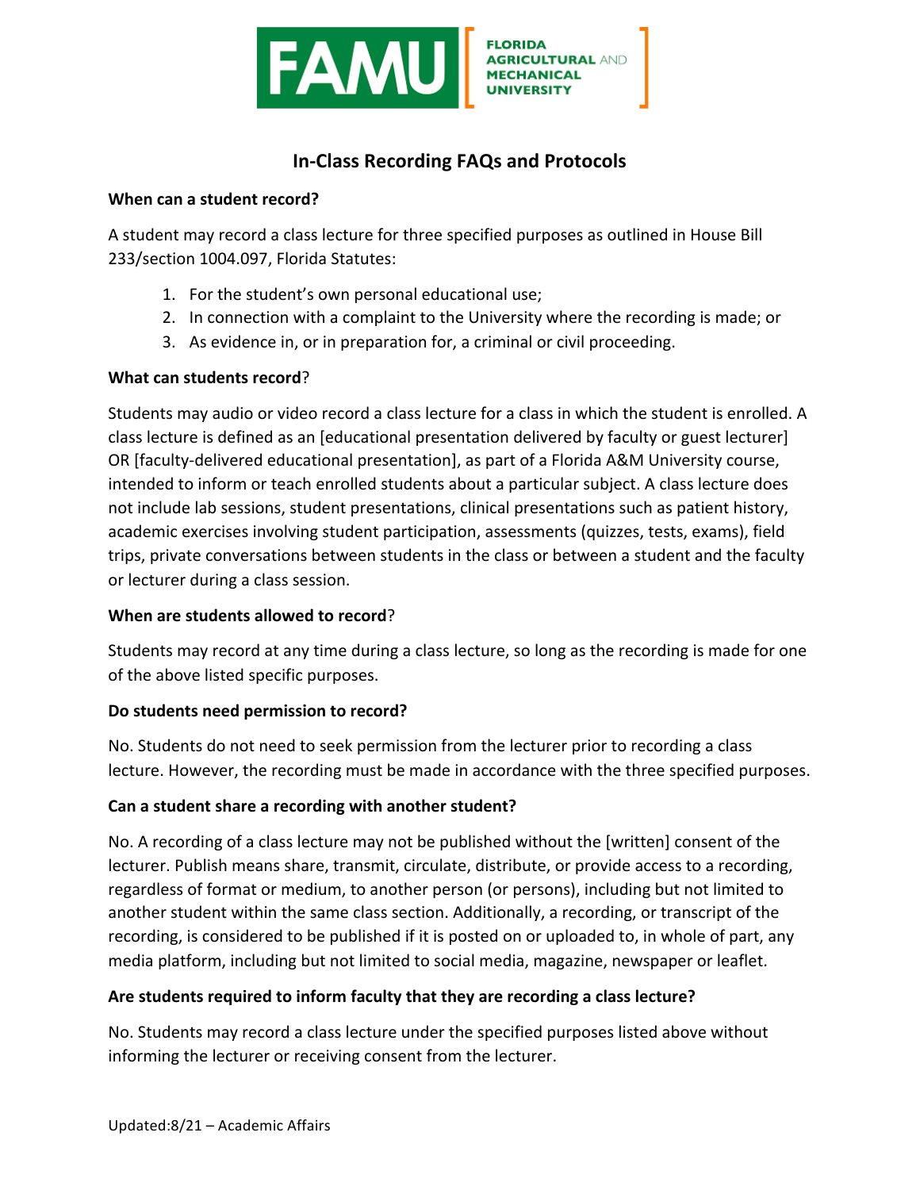FAMU [ FLORIDA AGRICULTURAL AND MECHANICAL UNIVERSITY ]

# In-Class Recording FAQs and Protocols

**When can a student record?**

A student may record a class lecture for three specified purposes as outlined in House Bill 233/section 1004.097, Florida Statutes:

1. For the student's own personal educational use;
2. In connection with a complaint to the University where the recording is made; or
3. As evidence in, or in preparation for, a criminal or civil proceeding.

**What can students record**?

Students may audio or video record a class lecture for a class in which the student is enrolled. A class lecture is defined as an [educational presentation delivered by faculty or guest lecturer] OR [faculty-delivered educational presentation], as part of a Florida A&M University course, intended to inform or teach enrolled students about a particular subject. A class lecture does not include lab sessions, student presentations, clinical presentations such as patient history, academic exercises involving student participation, assessments (quizzes, tests, exams), field trips, private conversations between students in the class or between a student and the faculty or lecturer during a class session.

**When are students allowed to record**?

Students may record at any time during a class lecture, so long as the recording is made for one of the above listed specific purposes.

**Do students need permission to record?**

No. Students do not need to seek permission from the lecturer prior to recording a class lecture. However, the recording must be made in accordance with the three specified purposes.

**Can a student share a recording with another student?**

No. A recording of a class lecture may not be published without the [written] consent of the lecturer. Publish means share, transmit, circulate, distribute, or provide access to a recording, regardless of format or medium, to another person (or persons), including but not limited to another student within the same class section. Additionally, a recording, or transcript of the recording, is considered to be published if it is posted on or uploaded to, in whole of part, any media platform, including but not limited to social media, magazine, newspaper or leaflet.

**Are students required to inform faculty that they are recording a class lecture?**

No. Students may record a class lecture under the specified purposes listed above without informing the lecturer or receiving consent from the lecturer.

Updated:8/21 – Academic Affairs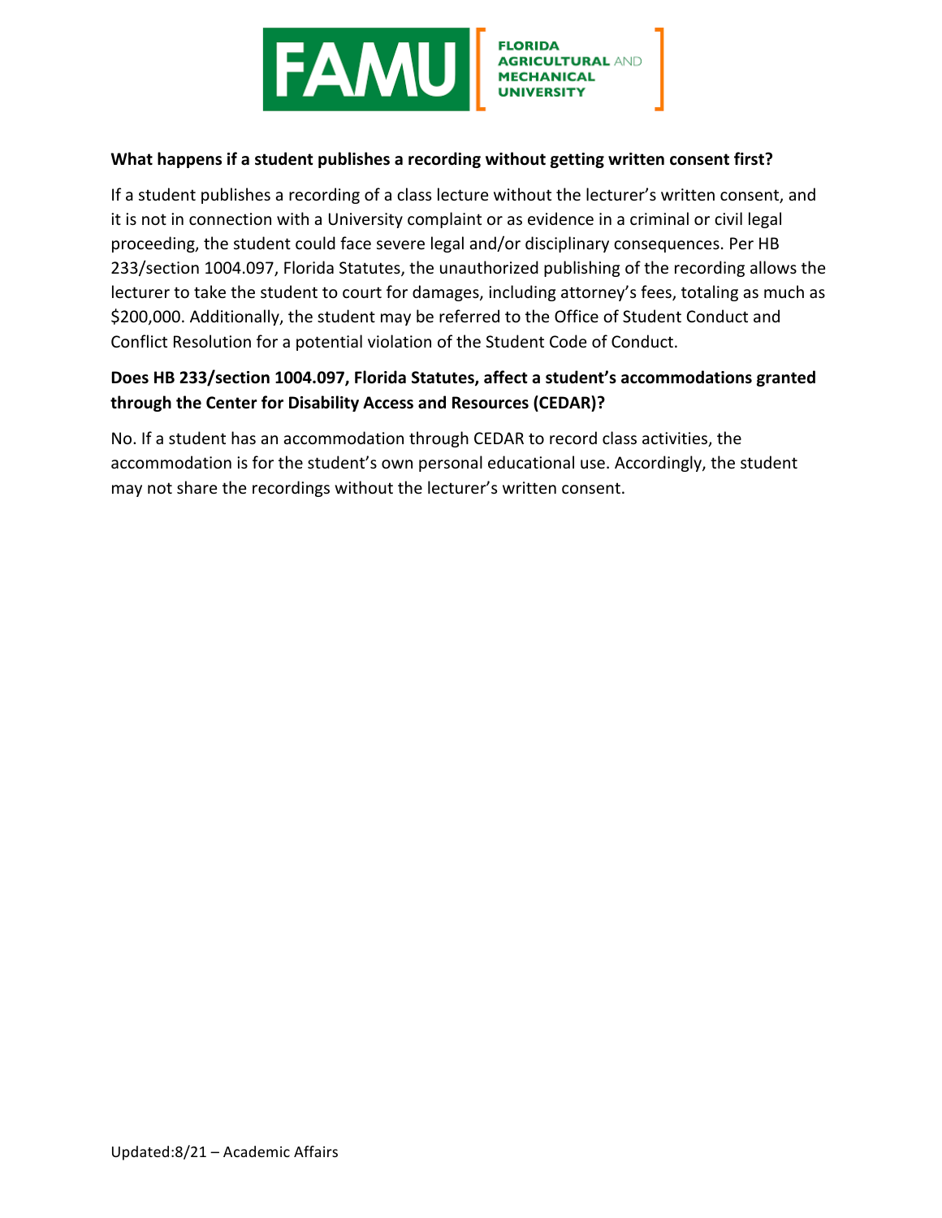**What happens if a student publishes a recording without getting written consent first?**

If a student publishes a recording of a class lecture without the lecturer's written consent, and it is not in connection with a University complaint or as evidence in a criminal or civil legal proceeding, the student could face severe legal and/or disciplinary consequences. Per HB 233/section 1004.097, Florida Statutes, the unauthorized publishing of the recording allows the lecturer to take the student to court for damages, including attorney's fees, totaling as much as $200,000. Additionally, the student may be referred to the Office of Student Conduct and Conflict Resolution for a potential violation of the Student Code of Conduct.

**Does HB 233/section 1004.097, Florida Statutes, affect a student's accommodations granted through the Center for Disability Access and Resources (CEDAR)?**

No. If a student has an accommodation through CEDAR to record class activities, the accommodation is for the student's own personal educational use. Accordingly, the student may not share the recordings without the lecturer's written consent.

Updated:8/21 – Academic Affairs